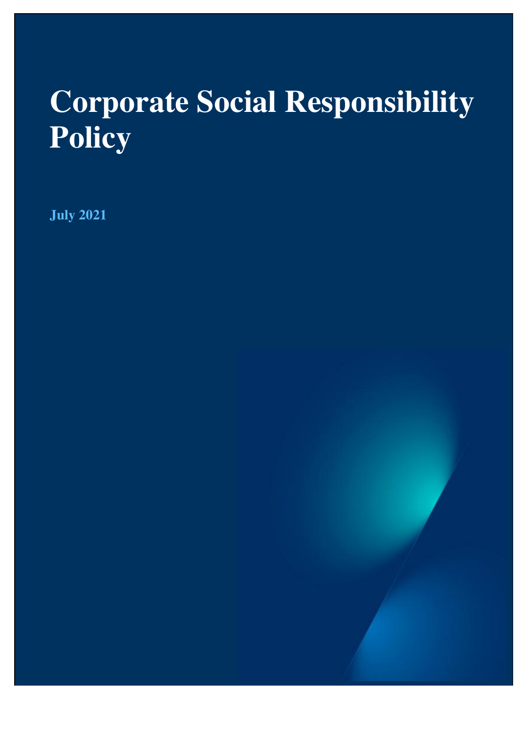# Corporate Social Responsibility Policy

**July 2021**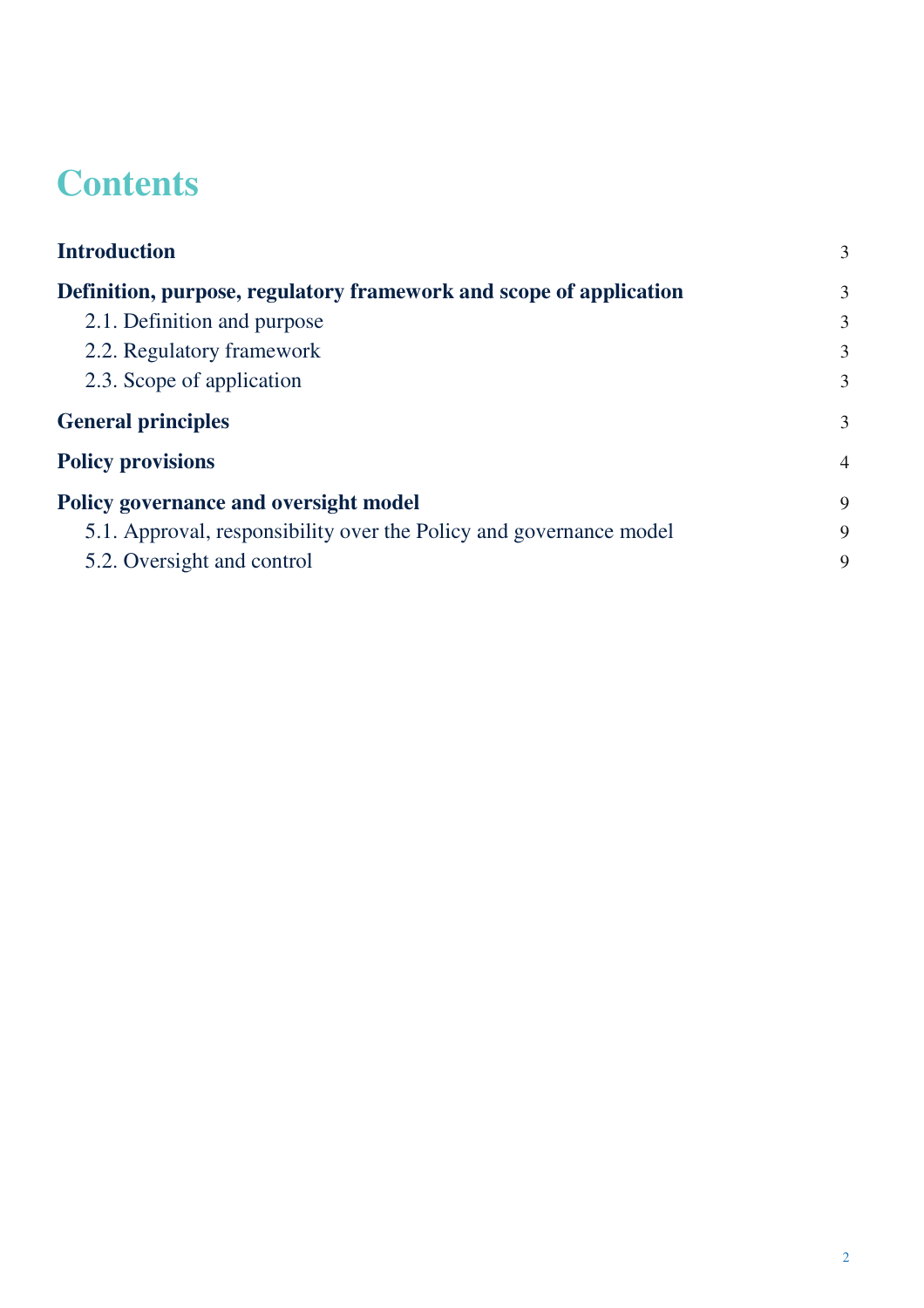# Contents

| | |
|---|---|
| **Introduction** | 3 |
| **Definition, purpose, regulatory framework and scope of application** | 3 |
| 2.1. Definition and purpose | 3 |
| 2.2. Regulatory framework | 3 |
| 2.3. Scope of application | 3 |
| **General principles** | 3 |
| **Policy provisions** | 4 |
| **Policy governance and oversight model** | 9 |
| 5.1. Approval, responsibility over the Policy and governance model | 9 |
| 5.2. Oversight and control | 9 |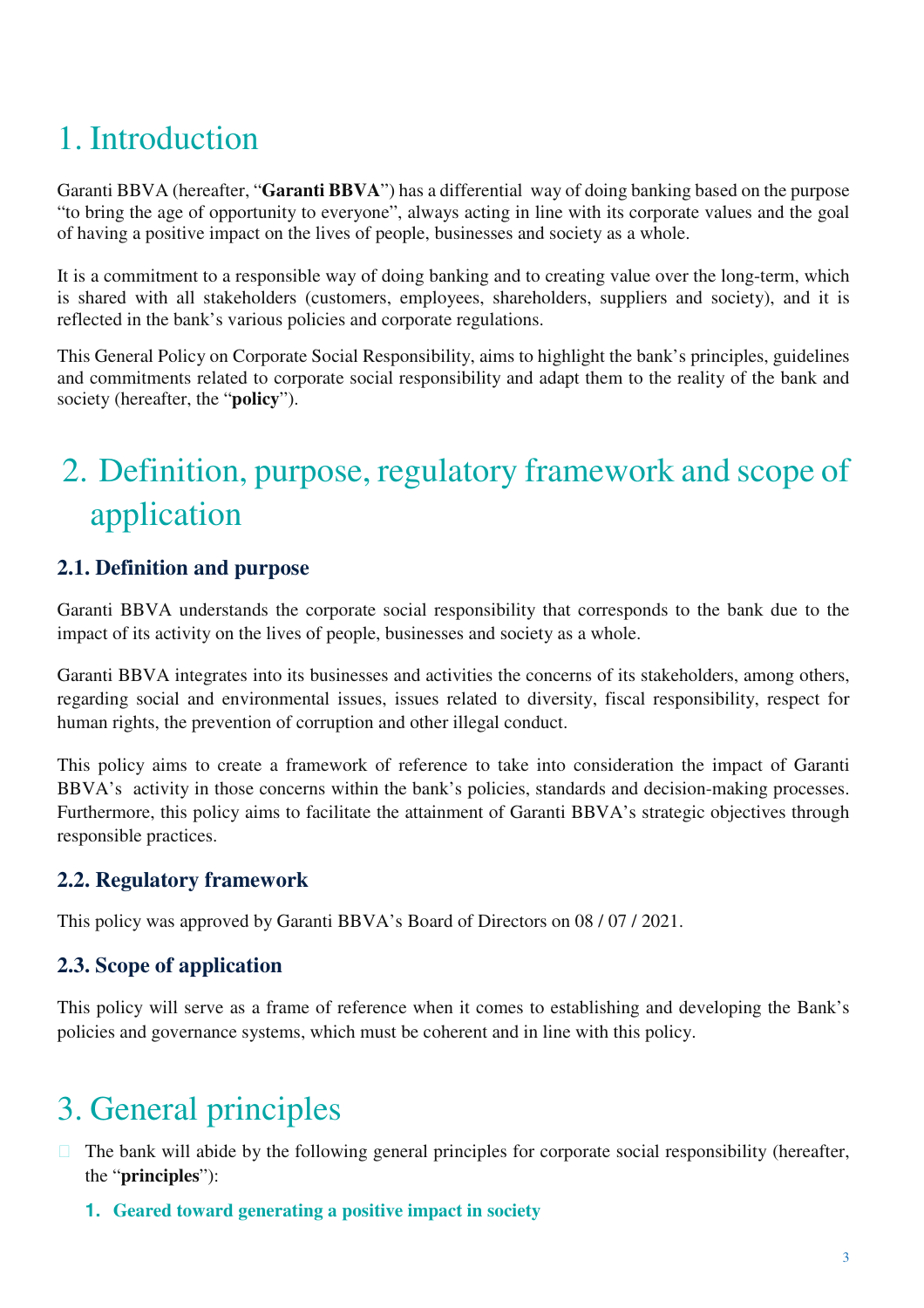# 1. Introduction

Garanti BBVA (hereafter, "**Garanti BBVA**") has a differential way of doing banking based on the purpose "to bring the age of opportunity to everyone", always acting in line with its corporate values and the goal of having a positive impact on the lives of people, businesses and society as a whole.

It is a commitment to a responsible way of doing banking and to creating value over the long-term, which is shared with all stakeholders (customers, employees, shareholders, suppliers and society), and it is reflected in the bank's various policies and corporate regulations.

This General Policy on Corporate Social Responsibility, aims to highlight the bank's principles, guidelines and commitments related to corporate social responsibility and adapt them to the reality of the bank and society (hereafter, the "**policy**").

# 2. Definition, purpose, regulatory framework and scope of application

### 2.1. Definition and purpose

Garanti BBVA understands the corporate social responsibility that corresponds to the bank due to the impact of its activity on the lives of people, businesses and society as a whole.

Garanti BBVA integrates into its businesses and activities the concerns of its stakeholders, among others, regarding social and environmental issues, issues related to diversity, fiscal responsibility, respect for human rights, the prevention of corruption and other illegal conduct.

This policy aims to create a framework of reference to take into consideration the impact of Garanti BBVA's activity in those concerns within the bank's policies, standards and decision-making processes. Furthermore, this policy aims to facilitate the attainment of Garanti BBVA's strategic objectives through responsible practices.

### 2.2. Regulatory framework

This policy was approved by Garanti BBVA's Board of Directors on 08 / 07 / 2021.

### 2.3. Scope of application

This policy will serve as a frame of reference when it comes to establishing and developing the Bank's policies and governance systems, which must be coherent and in line with this policy.

# 3. General principles

- The bank will abide by the following general principles for corporate social responsibility (hereafter, the "**principles**"):

  1. **Geared toward generating a positive impact in society**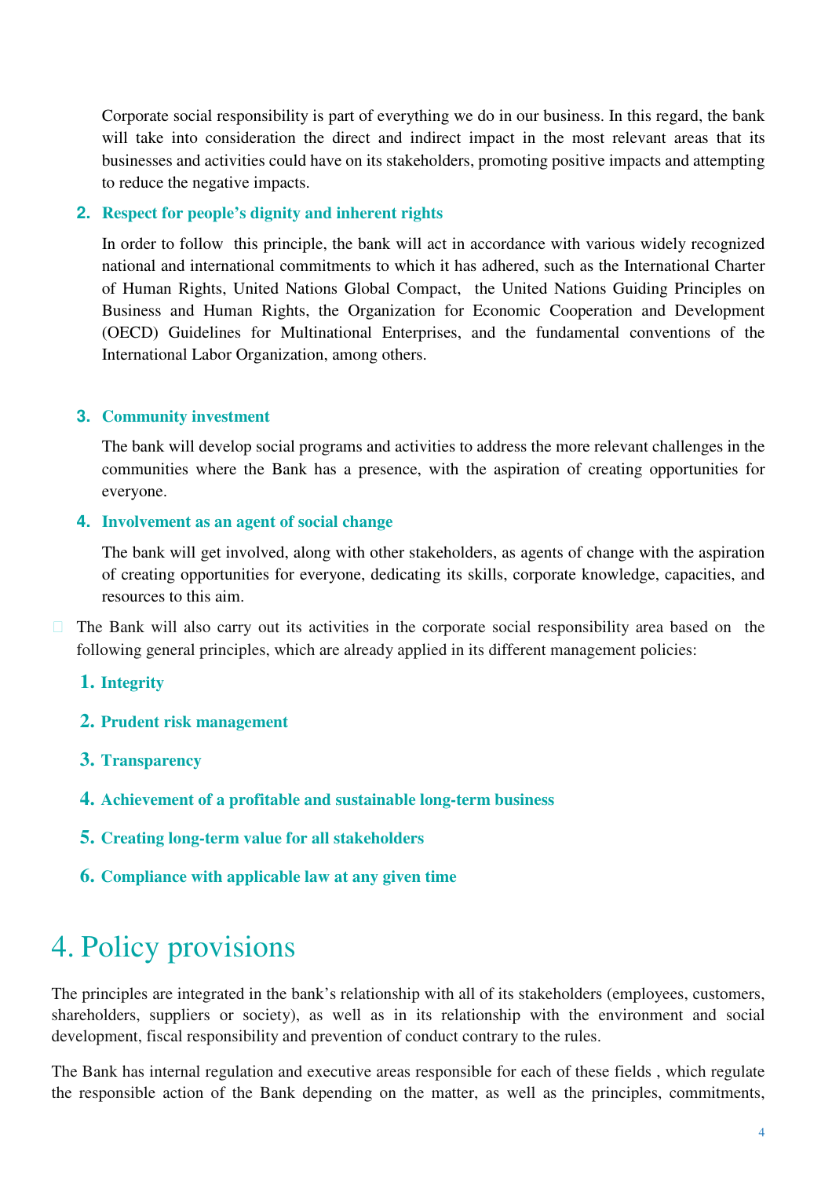Corporate social responsibility is part of everything we do in our business. In this regard, the bank will take into consideration the direct and indirect impact in the most relevant areas that its businesses and activities could have on its stakeholders, promoting positive impacts and attempting to reduce the negative impacts.

2. **Respect for people's dignity and inherent rights**

   In order to follow this principle, the bank will act in accordance with various widely recognized national and international commitments to which it has adhered, such as the International Charter of Human Rights, United Nations Global Compact, the United Nations Guiding Principles on Business and Human Rights, the Organization for Economic Cooperation and Development (OECD) Guidelines for Multinational Enterprises, and the fundamental conventions of the International Labor Organization, among others.

3. **Community investment**

   The bank will develop social programs and activities to address the more relevant challenges in the communities where the Bank has a presence, with the aspiration of creating opportunities for everyone.

4. **Involvement as an agent of social change**

   The bank will get involved, along with other stakeholders, as agents of change with the aspiration of creating opportunities for everyone, dedicating its skills, corporate knowledge, capacities, and resources to this aim.

- The Bank will also carry out its activities in the corporate social responsibility area based on the following general principles, which are already applied in its different management policies:

  1. **Integrity**
  2. **Prudent risk management**
  3. **Transparency**
  4. **Achievement of a profitable and sustainable long-term business**
  5. **Creating long-term value for all stakeholders**
  6. **Compliance with applicable law at any given time**

# 4. Policy provisions

The principles are integrated in the bank's relationship with all of its stakeholders (employees, customers, shareholders, suppliers or society), as well as in its relationship with the environment and social development, fiscal responsibility and prevention of conduct contrary to the rules.

The Bank has internal regulation and executive areas responsible for each of these fields , which regulate the responsible action of the Bank depending on the matter, as well as the principles, commitments,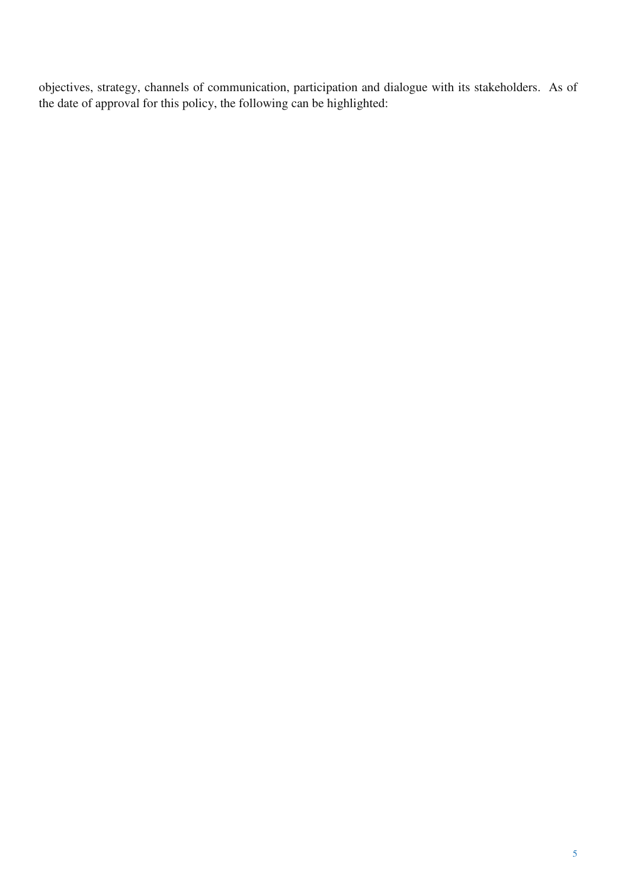objectives, strategy, channels of communication, participation and dialogue with its stakeholders. As of the date of approval for this policy, the following can be highlighted: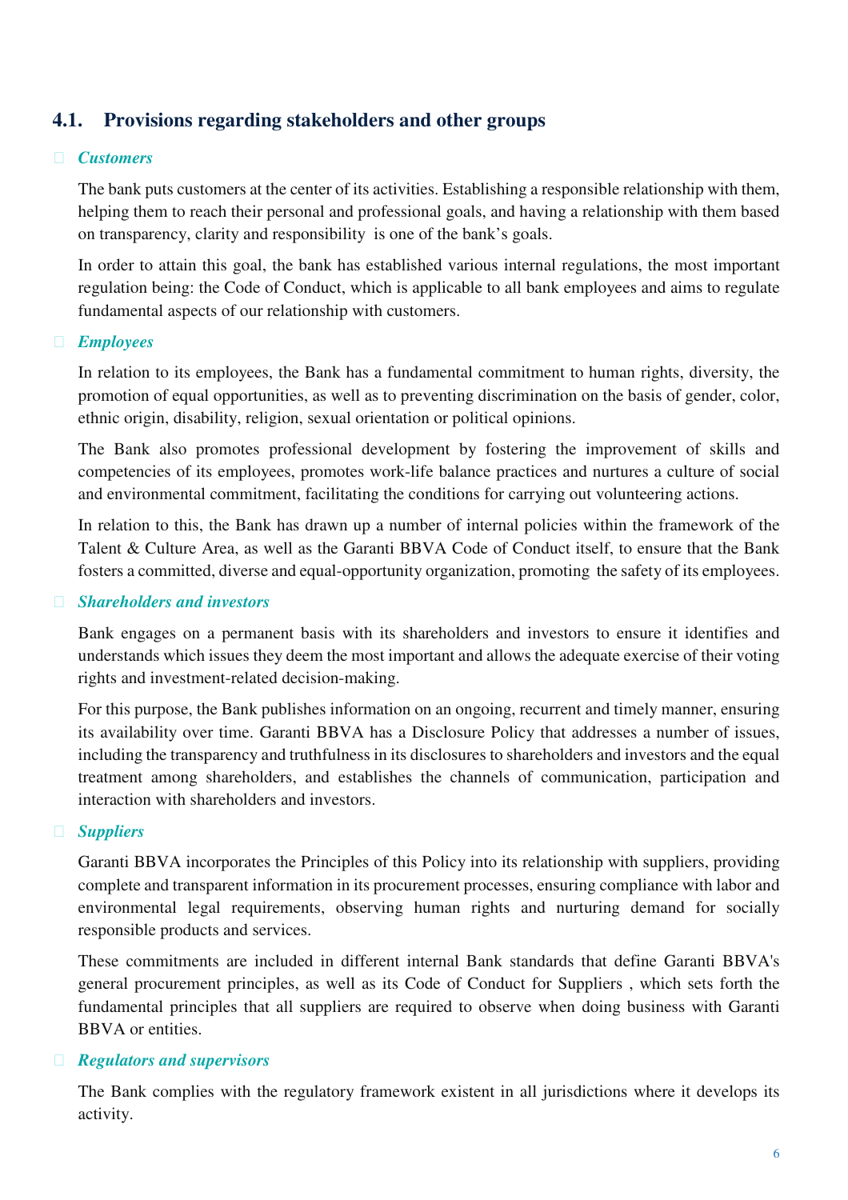## 4.1. Provisions regarding stakeholders and other groups

- ***Customers***

  The bank puts customers at the center of its activities. Establishing a responsible relationship with them, helping them to reach their personal and professional goals, and having a relationship with them based on transparency, clarity and responsibility is one of the bank's goals.

  In order to attain this goal, the bank has established various internal regulations, the most important regulation being: the Code of Conduct, which is applicable to all bank employees and aims to regulate fundamental aspects of our relationship with customers.

- ***Employees***

  In relation to its employees, the Bank has a fundamental commitment to human rights, diversity, the promotion of equal opportunities, as well as to preventing discrimination on the basis of gender, color, ethnic origin, disability, religion, sexual orientation or political opinions.

  The Bank also promotes professional development by fostering the improvement of skills and competencies of its employees, promotes work-life balance practices and nurtures a culture of social and environmental commitment, facilitating the conditions for carrying out volunteering actions.

  In relation to this, the Bank has drawn up a number of internal policies within the framework of the Talent & Culture Area, as well as the Garanti BBVA Code of Conduct itself, to ensure that the Bank fosters a committed, diverse and equal-opportunity organization, promoting the safety of its employees.

- ***Shareholders and investors***

  Bank engages on a permanent basis with its shareholders and investors to ensure it identifies and understands which issues they deem the most important and allows the adequate exercise of their voting rights and investment-related decision-making.

  For this purpose, the Bank publishes information on an ongoing, recurrent and timely manner, ensuring its availability over time. Garanti BBVA has a Disclosure Policy that addresses a number of issues, including the transparency and truthfulness in its disclosures to shareholders and investors and the equal treatment among shareholders, and establishes the channels of communication, participation and interaction with shareholders and investors.

- ***Suppliers***

  Garanti BBVA incorporates the Principles of this Policy into its relationship with suppliers, providing complete and transparent information in its procurement processes, ensuring compliance with labor and environmental legal requirements, observing human rights and nurturing demand for socially responsible products and services.

  These commitments are included in different internal Bank standards that define Garanti BBVA's general procurement principles, as well as its Code of Conduct for Suppliers , which sets forth the fundamental principles that all suppliers are required to observe when doing business with Garanti BBVA or entities.

- ***Regulators and supervisors***

  The Bank complies with the regulatory framework existent in all jurisdictions where it develops its activity.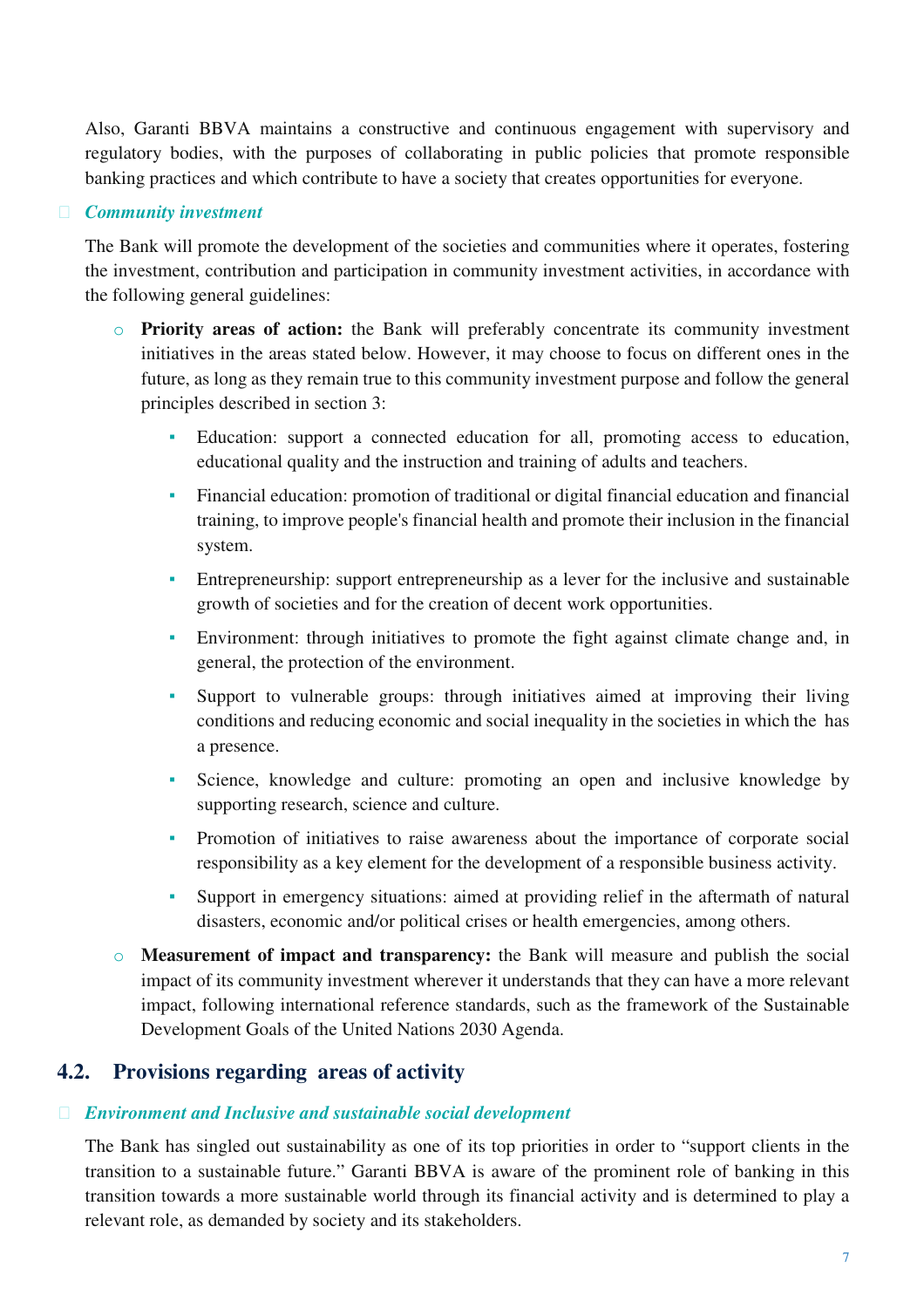Also, Garanti BBVA maintains a constructive and continuous engagement with supervisory and regulatory bodies, with the purposes of collaborating in public policies that promote responsible banking practices and which contribute to have a society that creates opportunities for everyone.

- ***Community investment***

The Bank will promote the development of the societies and communities where it operates, fostering the investment, contribution and participation in community investment activities, in accordance with the following general guidelines:

- **Priority areas of action:** the Bank will preferably concentrate its community investment initiatives in the areas stated below. However, it may choose to focus on different ones in the future, as long as they remain true to this community investment purpose and follow the general principles described in section 3:
  - Education: support a connected education for all, promoting access to education, educational quality and the instruction and training of adults and teachers.
  - Financial education: promotion of traditional or digital financial education and financial training, to improve people's financial health and promote their inclusion in the financial system.
  - Entrepreneurship: support entrepreneurship as a lever for the inclusive and sustainable growth of societies and for the creation of decent work opportunities.
  - Environment: through initiatives to promote the fight against climate change and, in general, the protection of the environment.
  - Support to vulnerable groups: through initiatives aimed at improving their living conditions and reducing economic and social inequality in the societies in which the has a presence.
  - Science, knowledge and culture: promoting an open and inclusive knowledge by supporting research, science and culture.
  - Promotion of initiatives to raise awareness about the importance of corporate social responsibility as a key element for the development of a responsible business activity.
  - Support in emergency situations: aimed at providing relief in the aftermath of natural disasters, economic and/or political crises or health emergencies, among others.
- **Measurement of impact and transparency:** the Bank will measure and publish the social impact of its community investment wherever it understands that they can have a more relevant impact, following international reference standards, such as the framework of the Sustainable Development Goals of the United Nations 2030 Agenda.

## 4.2. Provisions regarding areas of activity

- ***Environment and Inclusive and sustainable social development***

The Bank has singled out sustainability as one of its top priorities in order to "support clients in the transition to a sustainable future." Garanti BBVA is aware of the prominent role of banking in this transition towards a more sustainable world through its financial activity and is determined to play a relevant role, as demanded by society and its stakeholders.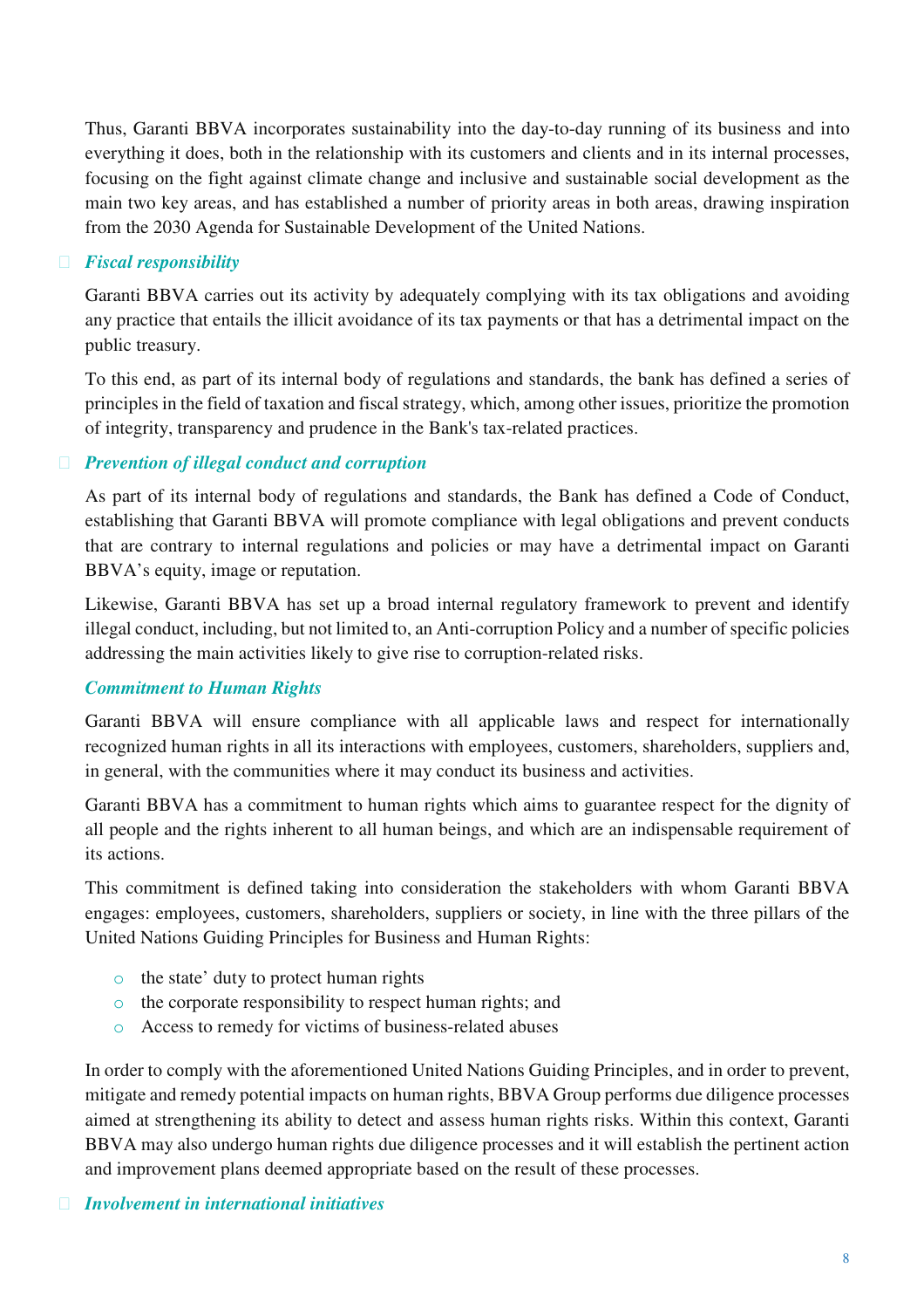Thus, Garanti BBVA incorporates sustainability into the day-to-day running of its business and into everything it does, both in the relationship with its customers and clients and in its internal processes, focusing on the fight against climate change and inclusive and sustainable social development as the main two key areas, and has established a number of priority areas in both areas, drawing inspiration from the 2030 Agenda for Sustainable Development of the United Nations.

- ***Fiscal responsibility***

Garanti BBVA carries out its activity by adequately complying with its tax obligations and avoiding any practice that entails the illicit avoidance of its tax payments or that has a detrimental impact on the public treasury.

To this end, as part of its internal body of regulations and standards, the bank has defined a series of principles in the field of taxation and fiscal strategy, which, among other issues, prioritize the promotion of integrity, transparency and prudence in the Bank's tax-related practices.

- ***Prevention of illegal conduct and corruption***

As part of its internal body of regulations and standards, the Bank has defined a Code of Conduct, establishing that Garanti BBVA will promote compliance with legal obligations and prevent conducts that are contrary to internal regulations and policies or may have a detrimental impact on Garanti BBVA's equity, image or reputation.

Likewise, Garanti BBVA has set up a broad internal regulatory framework to prevent and identify illegal conduct, including, but not limited to, an Anti-corruption Policy and a number of specific policies addressing the main activities likely to give rise to corruption-related risks.

***Commitment to Human Rights***

Garanti BBVA will ensure compliance with all applicable laws and respect for internationally recognized human rights in all its interactions with employees, customers, shareholders, suppliers and, in general, with the communities where it may conduct its business and activities.

Garanti BBVA has a commitment to human rights which aims to guarantee respect for the dignity of all people and the rights inherent to all human beings, and which are an indispensable requirement of its actions.

This commitment is defined taking into consideration the stakeholders with whom Garanti BBVA engages: employees, customers, shareholders, suppliers or society, in line with the three pillars of the United Nations Guiding Principles for Business and Human Rights:

- the state' duty to protect human rights
- the corporate responsibility to respect human rights; and
- Access to remedy for victims of business-related abuses

In order to comply with the aforementioned United Nations Guiding Principles, and in order to prevent, mitigate and remedy potential impacts on human rights, BBVA Group performs due diligence processes aimed at strengthening its ability to detect and assess human rights risks. Within this context, Garanti BBVA may also undergo human rights due diligence processes and it will establish the pertinent action and improvement plans deemed appropriate based on the result of these processes.

- ***Involvement in international initiatives***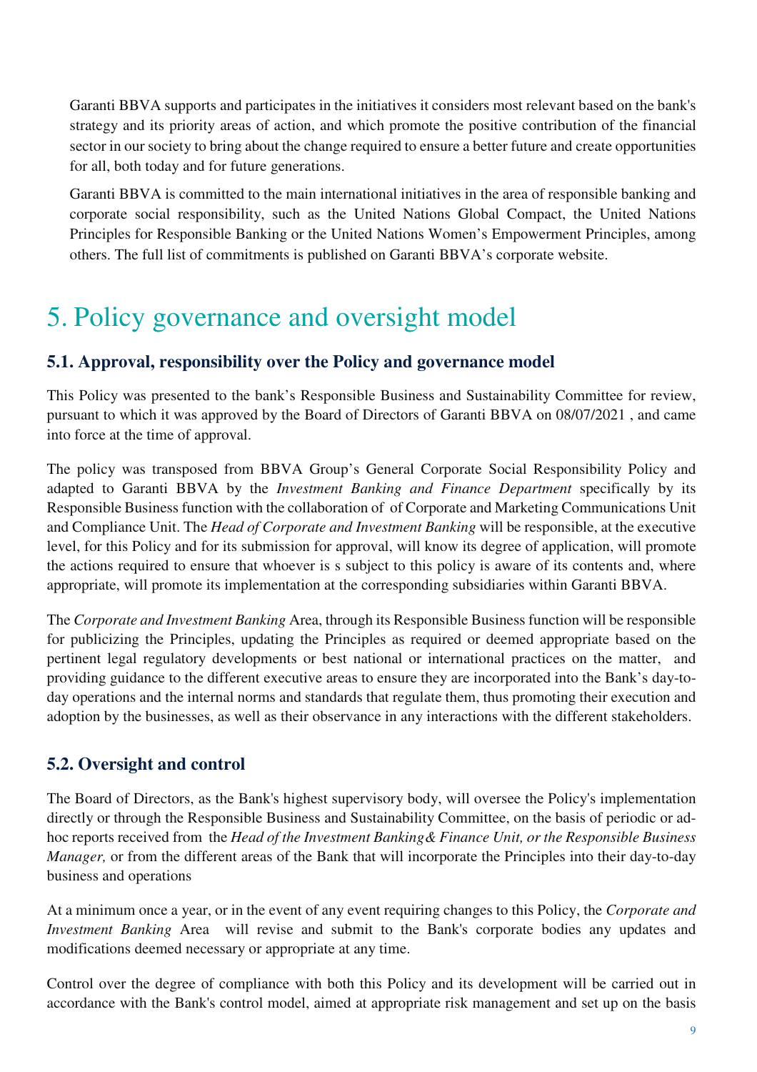Garanti BBVA supports and participates in the initiatives it considers most relevant based on the bank's strategy and its priority areas of action, and which promote the positive contribution of the financial sector in our society to bring about the change required to ensure a better future and create opportunities for all, both today and for future generations.

Garanti BBVA is committed to the main international initiatives in the area of responsible banking and corporate social responsibility, such as the United Nations Global Compact, the United Nations Principles for Responsible Banking or the United Nations Women's Empowerment Principles, among others. The full list of commitments is published on Garanti BBVA's corporate website.

# 5. Policy governance and oversight model

## 5.1. Approval, responsibility over the Policy and governance model

This Policy was presented to the bank's Responsible Business and Sustainability Committee for review, pursuant to which it was approved by the Board of Directors of Garanti BBVA on 08/07/2021 , and came into force at the time of approval.

The policy was transposed from BBVA Group's General Corporate Social Responsibility Policy and adapted to Garanti BBVA by the *Investment Banking and Finance Department* specifically by its Responsible Business function with the collaboration of of Corporate and Marketing Communications Unit and Compliance Unit. The *Head of Corporate and Investment Banking* will be responsible, at the executive level, for this Policy and for its submission for approval, will know its degree of application, will promote the actions required to ensure that whoever is s subject to this policy is aware of its contents and, where appropriate, will promote its implementation at the corresponding subsidiaries within Garanti BBVA.

The *Corporate and Investment Banking* Area, through its Responsible Business function will be responsible for publicizing the Principles, updating the Principles as required or deemed appropriate based on the pertinent legal regulatory developments or best national or international practices on the matter, and providing guidance to the different executive areas to ensure they are incorporated into the Bank's day-to-day operations and the internal norms and standards that regulate them, thus promoting their execution and adoption by the businesses, as well as their observance in any interactions with the different stakeholders.

## 5.2. Oversight and control

The Board of Directors, as the Bank's highest supervisory body, will oversee the Policy's implementation directly or through the Responsible Business and Sustainability Committee, on the basis of periodic or ad-hoc reports received from the *Head of the Investment Banking& Finance Unit, or the Responsible Business Manager,* or from the different areas of the Bank that will incorporate the Principles into their day-to-day business and operations

At a minimum once a year, or in the event of any event requiring changes to this Policy, the *Corporate and Investment Banking* Area will revise and submit to the Bank's corporate bodies any updates and modifications deemed necessary or appropriate at any time.

Control over the degree of compliance with both this Policy and its development will be carried out in accordance with the Bank's control model, aimed at appropriate risk management and set up on the basis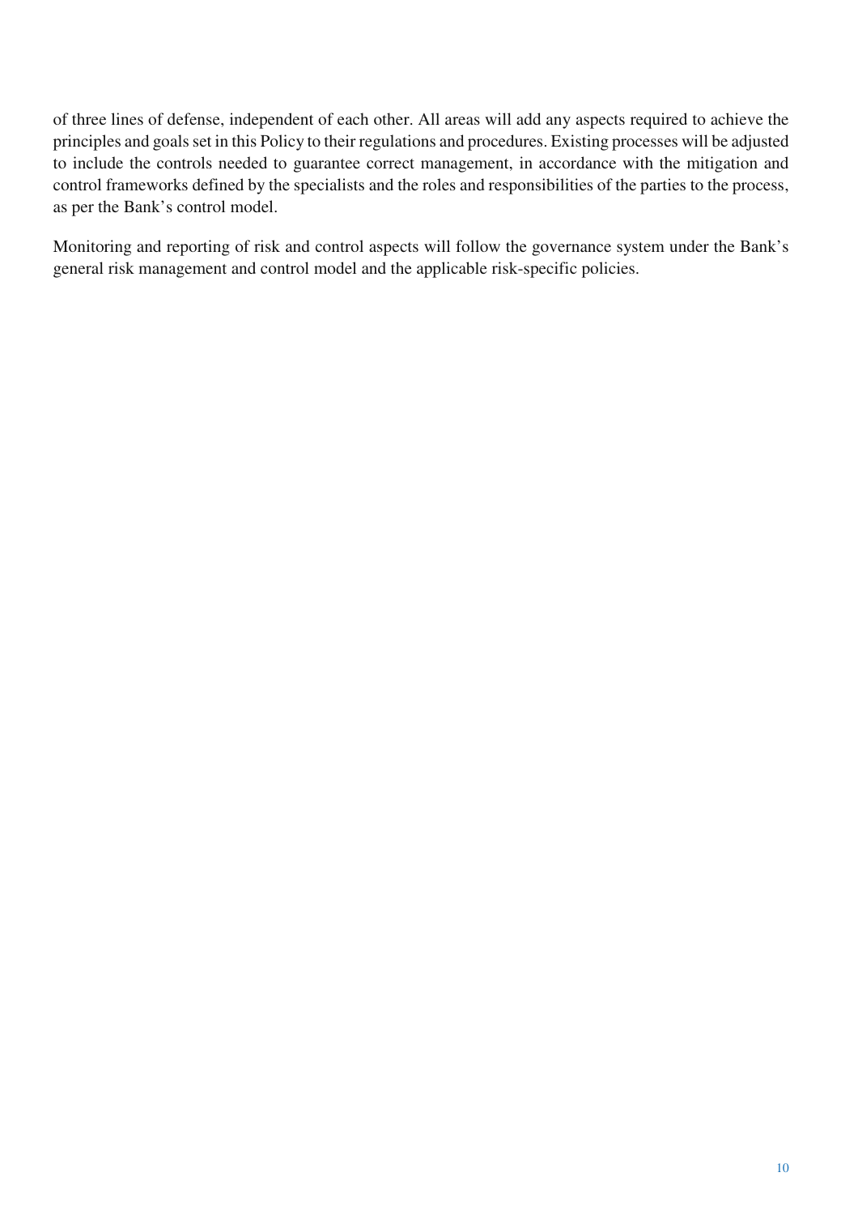of three lines of defense, independent of each other. All areas will add any aspects required to achieve the principles and goals set in this Policy to their regulations and procedures. Existing processes will be adjusted to include the controls needed to guarantee correct management, in accordance with the mitigation and control frameworks defined by the specialists and the roles and responsibilities of the parties to the process, as per the Bank's control model.

Monitoring and reporting of risk and control aspects will follow the governance system under the Bank's general risk management and control model and the applicable risk-specific policies.